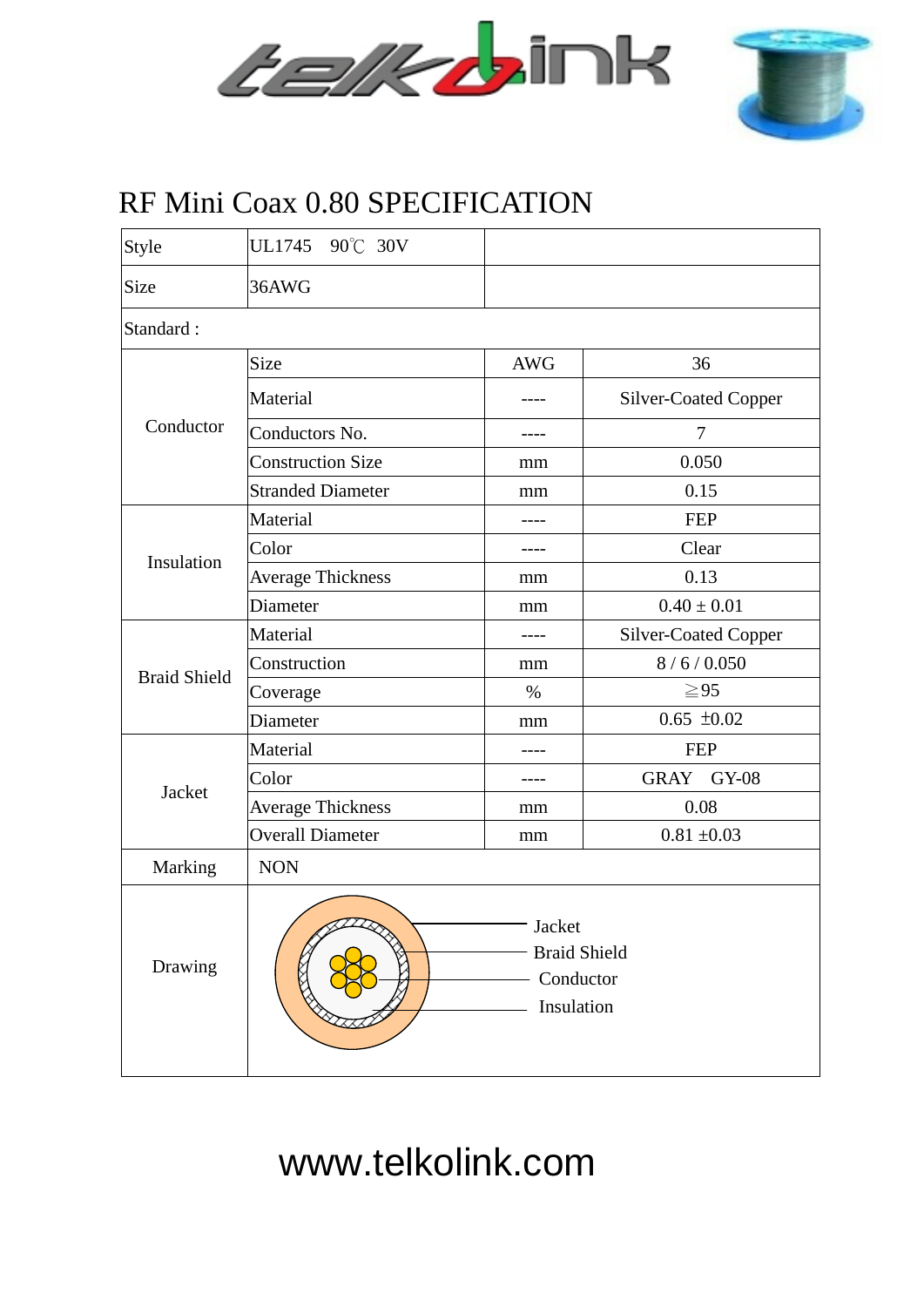# RF Mini Coax 0.80 SPECIFICATION

| Style | UL1745 90℃ 30V | | |
|---|---|---|---|
| Size | 36AWG | | |
| Standard : | | | |
| Conductor | Size | AWG | 36 |
| | Material | ---- | Silver-Coated Copper |
| | Conductors No. | ---- | 7 |
| | Construction Size | mm | 0.050 |
| | Stranded Diameter | mm | 0.15 |
| Insulation | Material | ---- | FEP |
| | Color | ---- | Clear |
| | Average Thickness | mm | 0.13 |
| | Diameter | mm | 0.40 ± 0.01 |
| Braid Shield | Material | ---- | Silver-Coated Copper |
| | Construction | mm | 8 / 6 / 0.050 |
| | Coverage | % | ≧95 |
| | Diameter | mm | 0.65 ±0.02 |
| Jacket | Material | ---- | FEP |
| | Color | ---- | GRAY GY-08 |
| | Average Thickness | mm | 0.08 |
| | Overall Diameter | mm | 0.81 ±0.03 |
| Marking | NON | | |
| Drawing | Jacket, Braid Shield, Conductor, Insulation | | |

www.telkolink.com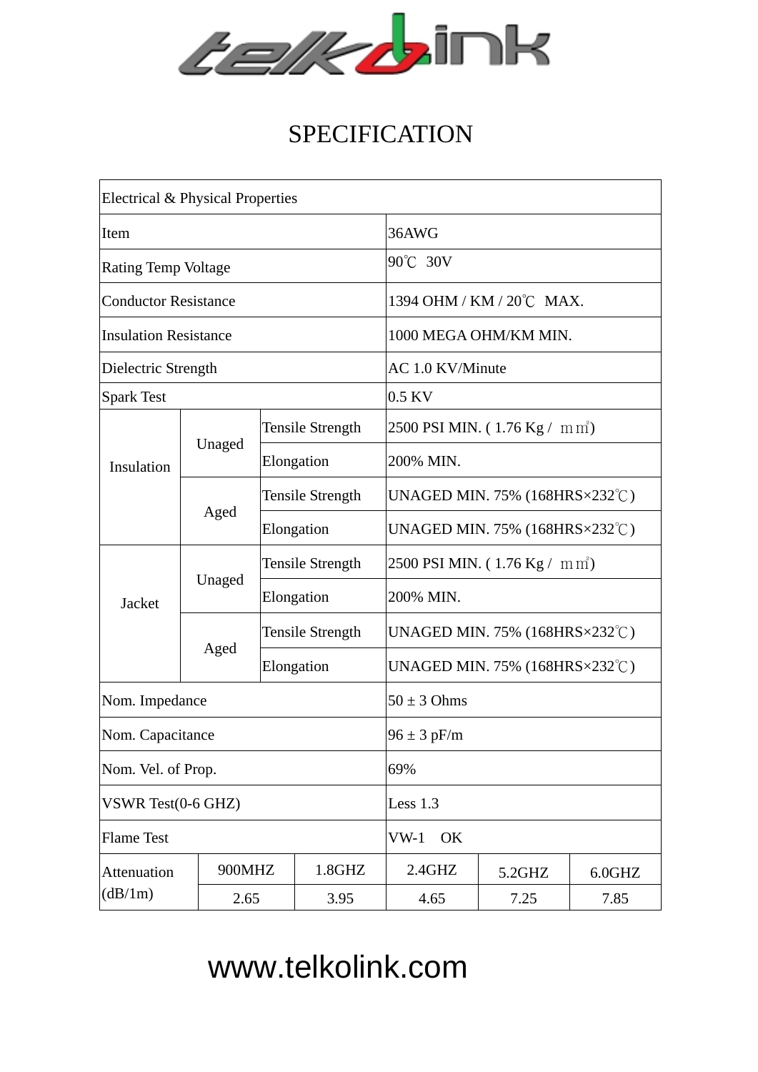# SPECIFICATION

| | | | | | |
|---|---|---|---|---|---|
| Electrical & Physical Properties | | | | | |
| Item | | | 36AWG | | |
| Rating Temp Voltage | | | 90℃ 30V | | |
| Conductor Resistance | | | 1394 OHM / KM / 20℃ MAX. | | |
| Insulation Resistance | | | 1000 MEGA OHM/KM MIN. | | |
| Dielectric Strength | | | AC 1.0 KV/Minute | | |
| Spark Test | | | 0.5 KV | | |
| Insulation | Unaged | Tensile Strength | 2500 PSI MIN. ( 1.76 Kg / ㎜²) | | |
| | | Elongation | 200% MIN. | | |
| | Aged | Tensile Strength | UNAGED MIN. 75% (168HRS×232℃) | | |
| | | Elongation | UNAGED MIN. 75% (168HRS×232℃) | | |
| Jacket | Unaged | Tensile Strength | 2500 PSI MIN. ( 1.76 Kg / ㎜²) | | |
| | | Elongation | 200% MIN. | | |
| | Aged | Tensile Strength | UNAGED MIN. 75% (168HRS×232℃) | | |
| | | Elongation | UNAGED MIN. 75% (168HRS×232℃) | | |
| Nom. Impedance | | | 50 ± 3 Ohms | | |
| Nom. Capacitance | | | 96 ± 3 pF/m | | |
| Nom. Vel. of Prop. | | | 69% | | |
| VSWR Test(0-6 GHZ) | | | Less 1.3 | | |
| Flame Test | | | VW-1 OK | | |
| Attenuation (dB/1m) | 900MHZ | 1.8GHZ | 2.4GHZ | 5.2GHZ | 6.0GHZ |
| | 2.65 | 3.95 | 4.65 | 7.25 | 7.85 |

www.telkolink.com